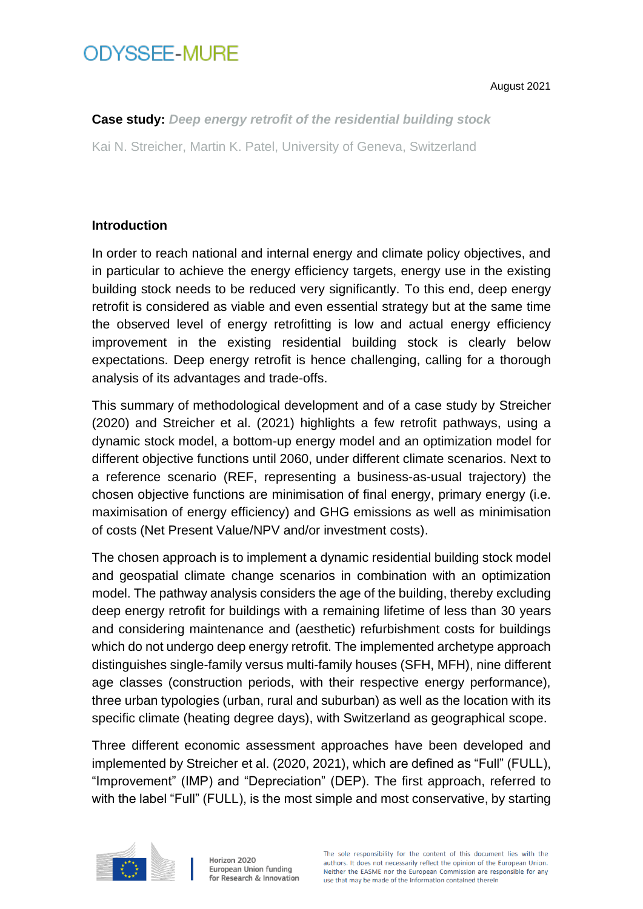ODYSSEE-MURE

August 2021

**Case study:** ***Deep energy retrofit of the residential building stock***

Kai N. Streicher, Martin K. Patel, University of Geneva, Switzerland

## Introduction

In order to reach national and internal energy and climate policy objectives, and in particular to achieve the energy efficiency targets, energy use in the existing building stock needs to be reduced very significantly. To this end, deep energy retrofit is considered as viable and even essential strategy but at the same time the observed level of energy retrofitting is low and actual energy efficiency improvement in the existing residential building stock is clearly below expectations. Deep energy retrofit is hence challenging, calling for a thorough analysis of its advantages and trade-offs.

This summary of methodological development and of a case study by Streicher (2020) and Streicher et al. (2021) highlights a few retrofit pathways, using a dynamic stock model, a bottom-up energy model and an optimization model for different objective functions until 2060, under different climate scenarios. Next to a reference scenario (REF, representing a business-as-usual trajectory) the chosen objective functions are minimisation of final energy, primary energy (i.e. maximisation of energy efficiency) and GHG emissions as well as minimisation of costs (Net Present Value/NPV and/or investment costs).

The chosen approach is to implement a dynamic residential building stock model and geospatial climate change scenarios in combination with an optimization model. The pathway analysis considers the age of the building, thereby excluding deep energy retrofit for buildings with a remaining lifetime of less than 30 years and considering maintenance and (aesthetic) refurbishment costs for buildings which do not undergo deep energy retrofit. The implemented archetype approach distinguishes single-family versus multi-family houses (SFH, MFH), nine different age classes (construction periods, with their respective energy performance), three urban typologies (urban, rural and suburban) as well as the location with its specific climate (heating degree days), with Switzerland as geographical scope.

Three different economic assessment approaches have been developed and implemented by Streicher et al. (2020, 2021), which are defined as "Full" (FULL), "Improvement" (IMP) and "Depreciation" (DEP). The first approach, referred to with the label "Full" (FULL), is the most simple and most conservative, by starting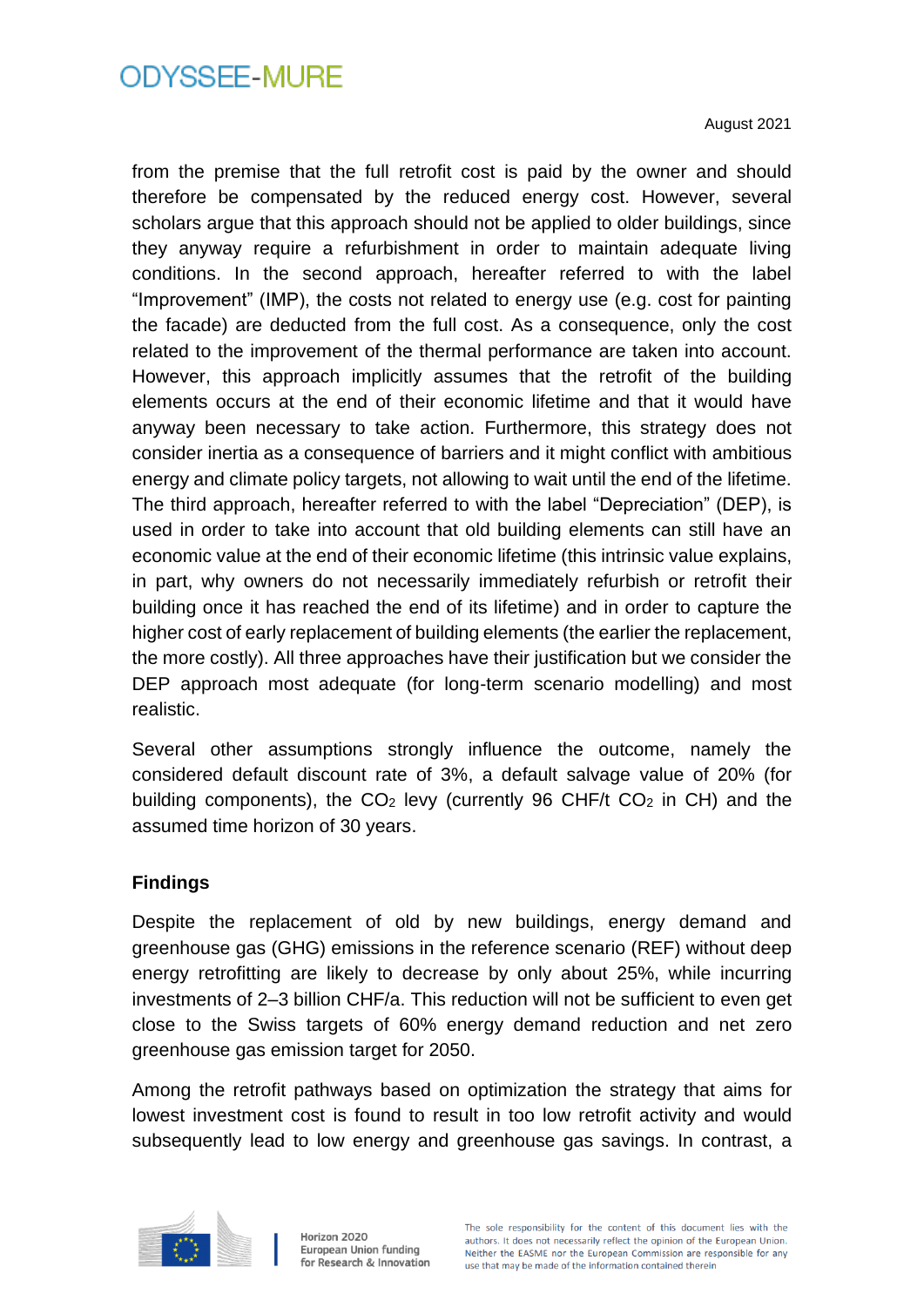from the premise that the full retrofit cost is paid by the owner and should therefore be compensated by the reduced energy cost. However, several scholars argue that this approach should not be applied to older buildings, since they anyway require a refurbishment in order to maintain adequate living conditions. In the second approach, hereafter referred to with the label "Improvement" (IMP), the costs not related to energy use (e.g. cost for painting the facade) are deducted from the full cost. As a consequence, only the cost related to the improvement of the thermal performance are taken into account. However, this approach implicitly assumes that the retrofit of the building elements occurs at the end of their economic lifetime and that it would have anyway been necessary to take action. Furthermore, this strategy does not consider inertia as a consequence of barriers and it might conflict with ambitious energy and climate policy targets, not allowing to wait until the end of the lifetime. The third approach, hereafter referred to with the label "Depreciation" (DEP), is used in order to take into account that old building elements can still have an economic value at the end of their economic lifetime (this intrinsic value explains, in part, why owners do not necessarily immediately refurbish or retrofit their building once it has reached the end of its lifetime) and in order to capture the higher cost of early replacement of building elements (the earlier the replacement, the more costly). All three approaches have their justification but we consider the DEP approach most adequate (for long-term scenario modelling) and most realistic.

Several other assumptions strongly influence the outcome, namely the considered default discount rate of 3%, a default salvage value of 20% (for building components), the $CO_2$ levy (currently 96 CHF/t $CO_2$ in CH) and the assumed time horizon of 30 years.

**Findings**

Despite the replacement of old by new buildings, energy demand and greenhouse gas (GHG) emissions in the reference scenario (REF) without deep energy retrofitting are likely to decrease by only about 25%, while incurring investments of 2–3 billion CHF/a. This reduction will not be sufficient to even get close to the Swiss targets of 60% energy demand reduction and net zero greenhouse gas emission target for 2050.

Among the retrofit pathways based on optimization the strategy that aims for lowest investment cost is found to result in too low retrofit activity and would subsequently lead to low energy and greenhouse gas savings. In contrast, a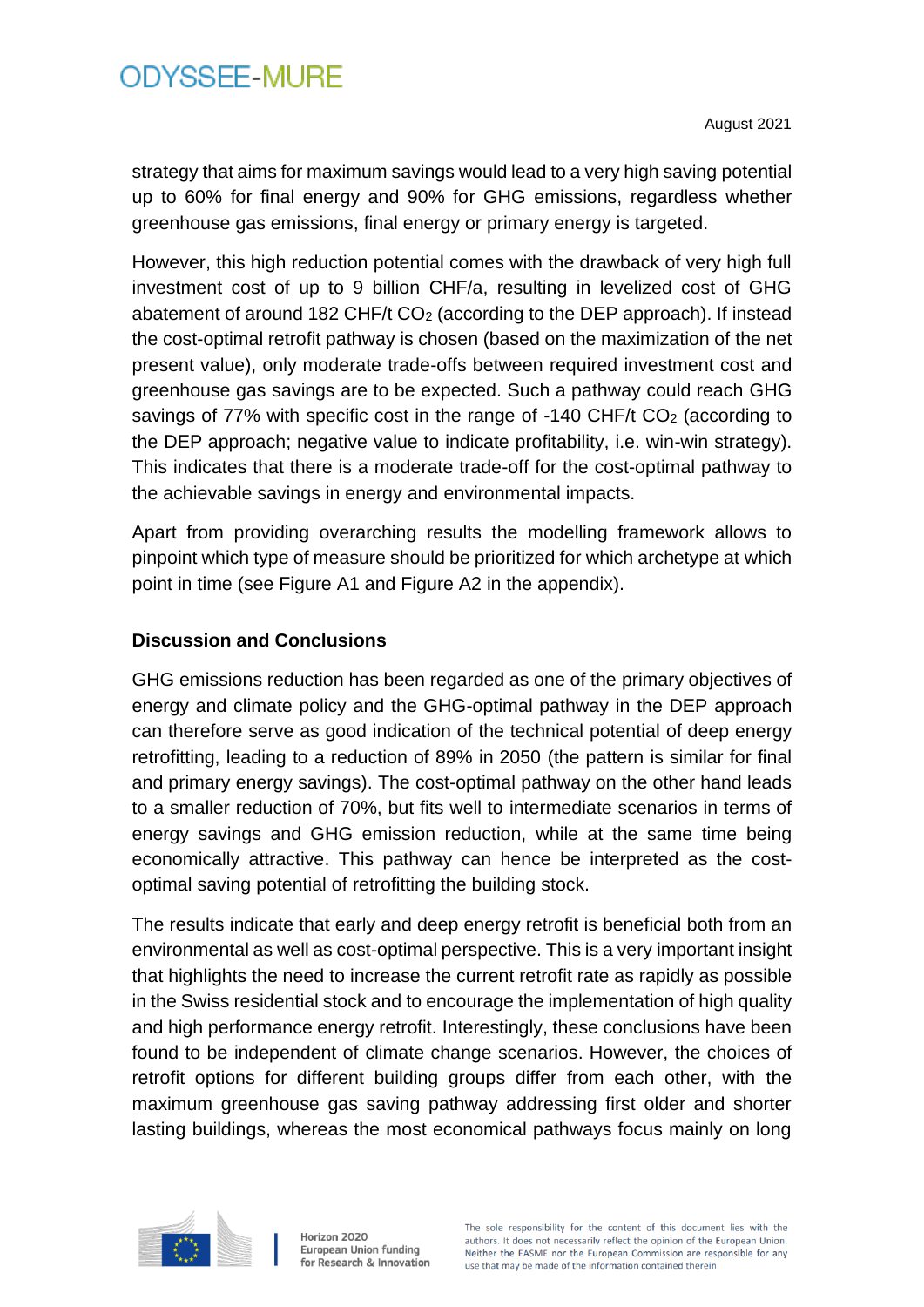strategy that aims for maximum savings would lead to a very high saving potential up to 60% for final energy and 90% for GHG emissions, regardless whether greenhouse gas emissions, final energy or primary energy is targeted.

However, this high reduction potential comes with the drawback of very high full investment cost of up to 9 billion CHF/a, resulting in levelized cost of GHG abatement of around 182 CHF/t $CO_2$ (according to the DEP approach). If instead the cost-optimal retrofit pathway is chosen (based on the maximization of the net present value), only moderate trade-offs between required investment cost and greenhouse gas savings are to be expected. Such a pathway could reach GHG savings of 77% with specific cost in the range of -140 CHF/t $CO_2$ (according to the DEP approach; negative value to indicate profitability, i.e. win-win strategy). This indicates that there is a moderate trade-off for the cost-optimal pathway to the achievable savings in energy and environmental impacts.

Apart from providing overarching results the modelling framework allows to pinpoint which type of measure should be prioritized for which archetype at which point in time (see Figure A1 and Figure A2 in the appendix).

**Discussion and Conclusions**

GHG emissions reduction has been regarded as one of the primary objectives of energy and climate policy and the GHG-optimal pathway in the DEP approach can therefore serve as good indication of the technical potential of deep energy retrofitting, leading to a reduction of 89% in 2050 (the pattern is similar for final and primary energy savings). The cost-optimal pathway on the other hand leads to a smaller reduction of 70%, but fits well to intermediate scenarios in terms of energy savings and GHG emission reduction, while at the same time being economically attractive. This pathway can hence be interpreted as the cost-optimal saving potential of retrofitting the building stock.

The results indicate that early and deep energy retrofit is beneficial both from an environmental as well as cost-optimal perspective. This is a very important insight that highlights the need to increase the current retrofit rate as rapidly as possible in the Swiss residential stock and to encourage the implementation of high quality and high performance energy retrofit. Interestingly, these conclusions have been found to be independent of climate change scenarios. However, the choices of retrofit options for different building groups differ from each other, with the maximum greenhouse gas saving pathway addressing first older and shorter lasting buildings, whereas the most economical pathways focus mainly on long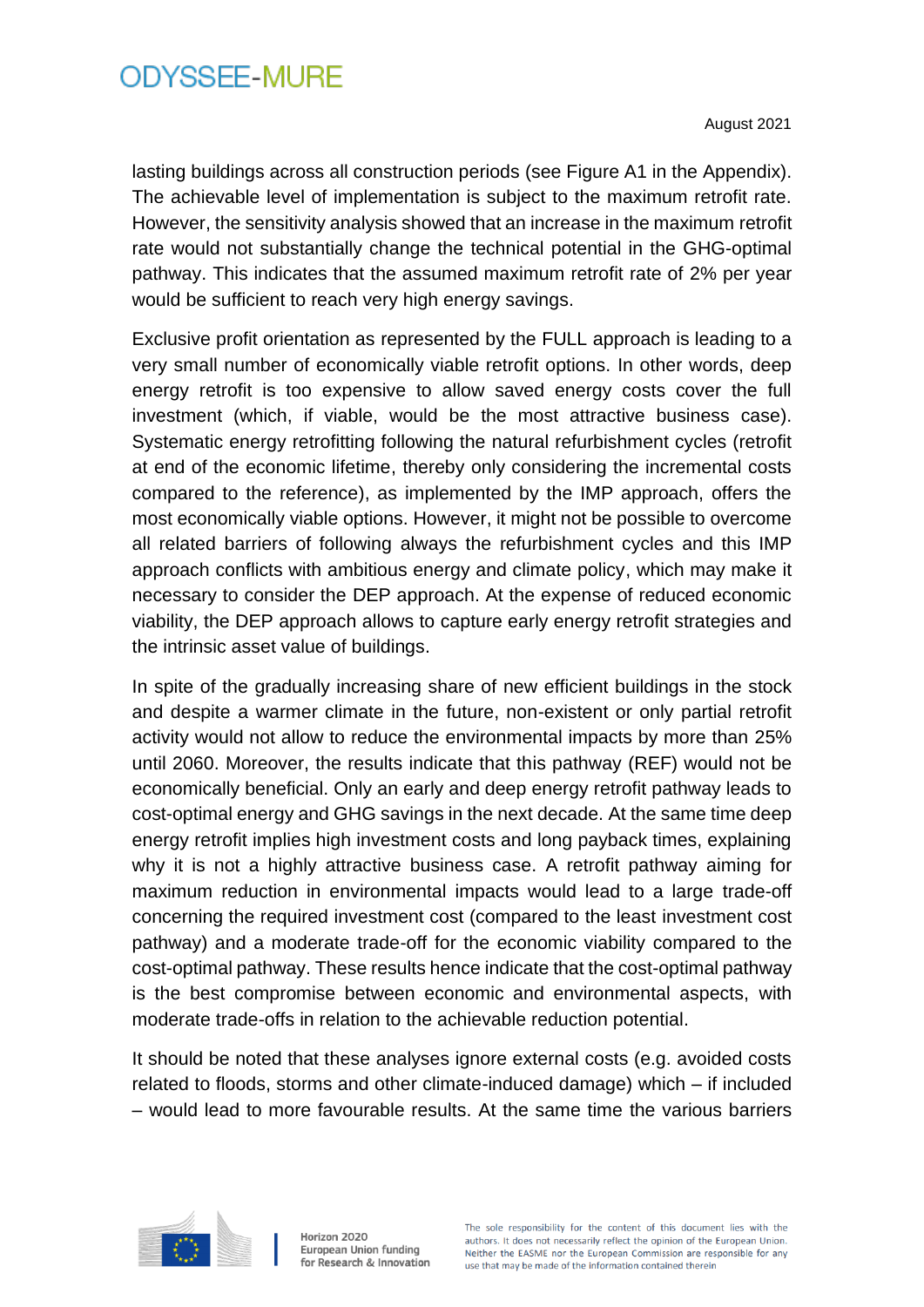lasting buildings across all construction periods (see Figure A1 in the Appendix). The achievable level of implementation is subject to the maximum retrofit rate. However, the sensitivity analysis showed that an increase in the maximum retrofit rate would not substantially change the technical potential in the GHG-optimal pathway. This indicates that the assumed maximum retrofit rate of 2% per year would be sufficient to reach very high energy savings.

Exclusive profit orientation as represented by the FULL approach is leading to a very small number of economically viable retrofit options. In other words, deep energy retrofit is too expensive to allow saved energy costs cover the full investment (which, if viable, would be the most attractive business case). Systematic energy retrofitting following the natural refurbishment cycles (retrofit at end of the economic lifetime, thereby only considering the incremental costs compared to the reference), as implemented by the IMP approach, offers the most economically viable options. However, it might not be possible to overcome all related barriers of following always the refurbishment cycles and this IMP approach conflicts with ambitious energy and climate policy, which may make it necessary to consider the DEP approach. At the expense of reduced economic viability, the DEP approach allows to capture early energy retrofit strategies and the intrinsic asset value of buildings.

In spite of the gradually increasing share of new efficient buildings in the stock and despite a warmer climate in the future, non-existent or only partial retrofit activity would not allow to reduce the environmental impacts by more than 25% until 2060. Moreover, the results indicate that this pathway (REF) would not be economically beneficial. Only an early and deep energy retrofit pathway leads to cost-optimal energy and GHG savings in the next decade. At the same time deep energy retrofit implies high investment costs and long payback times, explaining why it is not a highly attractive business case. A retrofit pathway aiming for maximum reduction in environmental impacts would lead to a large trade-off concerning the required investment cost (compared to the least investment cost pathway) and a moderate trade-off for the economic viability compared to the cost-optimal pathway. These results hence indicate that the cost-optimal pathway is the best compromise between economic and environmental aspects, with moderate trade-offs in relation to the achievable reduction potential.

It should be noted that these analyses ignore external costs (e.g. avoided costs related to floods, storms and other climate-induced damage) which – if included – would lead to more favourable results. At the same time the various barriers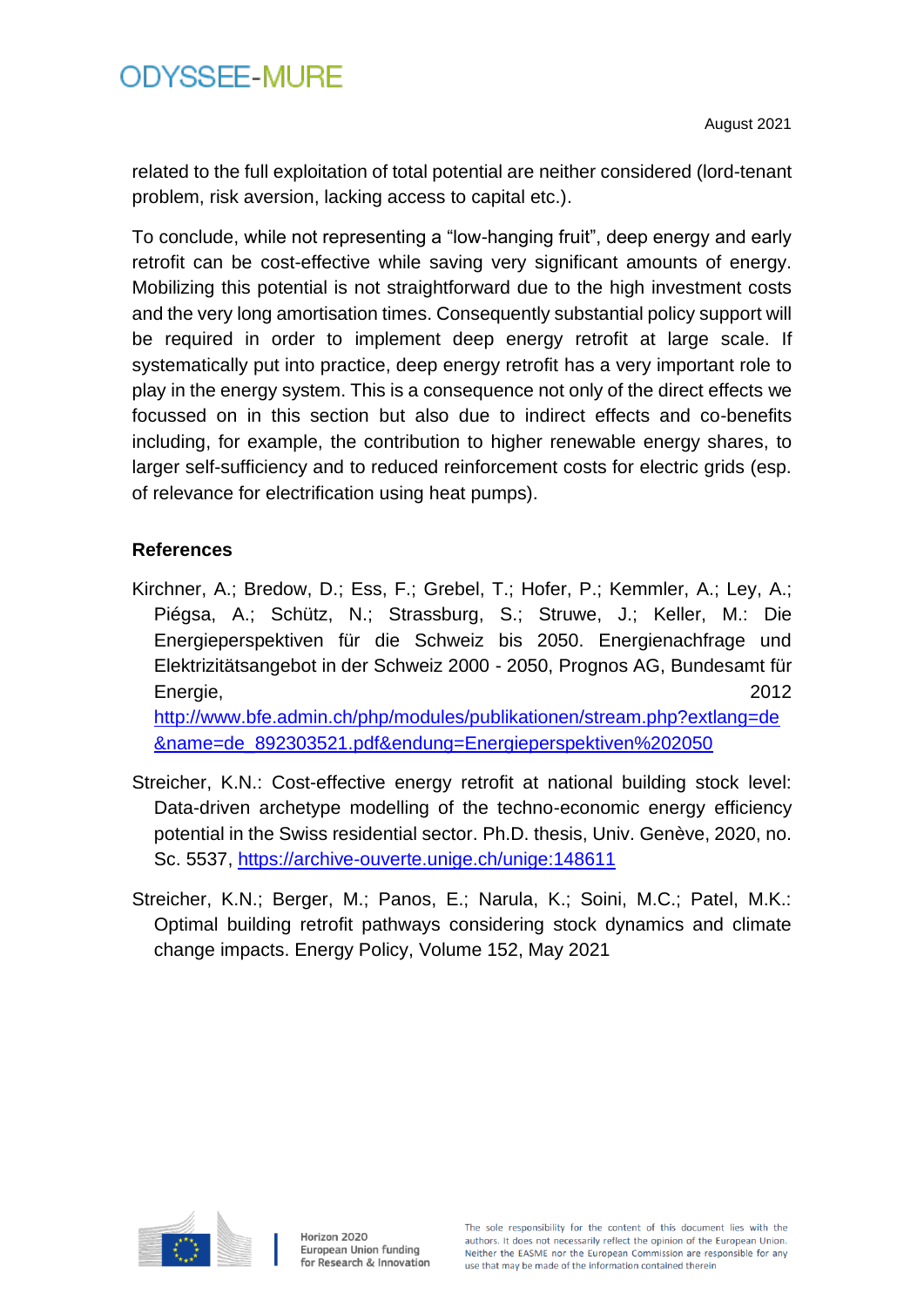related to the full exploitation of total potential are neither considered (lord-tenant problem, risk aversion, lacking access to capital etc.).

To conclude, while not representing a "low-hanging fruit", deep energy and early retrofit can be cost-effective while saving very significant amounts of energy. Mobilizing this potential is not straightforward due to the high investment costs and the very long amortisation times. Consequently substantial policy support will be required in order to implement deep energy retrofit at large scale. If systematically put into practice, deep energy retrofit has a very important role to play in the energy system. This is a consequence not only of the direct effects we focussed on in this section but also due to indirect effects and co-benefits including, for example, the contribution to higher renewable energy shares, to larger self-sufficiency and to reduced reinforcement costs for electric grids (esp. of relevance for electrification using heat pumps).

## References

Kirchner, A.; Bredow, D.; Ess, F.; Grebel, T.; Hofer, P.; Kemmler, A.; Ley, A.; Piégsa, A.; Schütz, N.; Strassburg, S.; Struwe, J.; Keller, M.: Die Energieperspektiven für die Schweiz bis 2050. Energienachfrage und Elektrizitätsangebot in der Schweiz 2000 - 2050, Prognos AG, Bundesamt für Energie, 2012 http://www.bfe.admin.ch/php/modules/publikationen/stream.php?extlang=de&name=de_892303521.pdf&endung=Energieperspektiven%202050

Streicher, K.N.: Cost-effective energy retrofit at national building stock level: Data-driven archetype modelling of the techno-economic energy efficiency potential in the Swiss residential sector. Ph.D. thesis, Univ. Genève, 2020, no. Sc. 5537, https://archive-ouverte.unige.ch/unige:148611

Streicher, K.N.; Berger, M.; Panos, E.; Narula, K.; Soini, M.C.; Patel, M.K.: Optimal building retrofit pathways considering stock dynamics and climate change impacts. Energy Policy, Volume 152, May 2021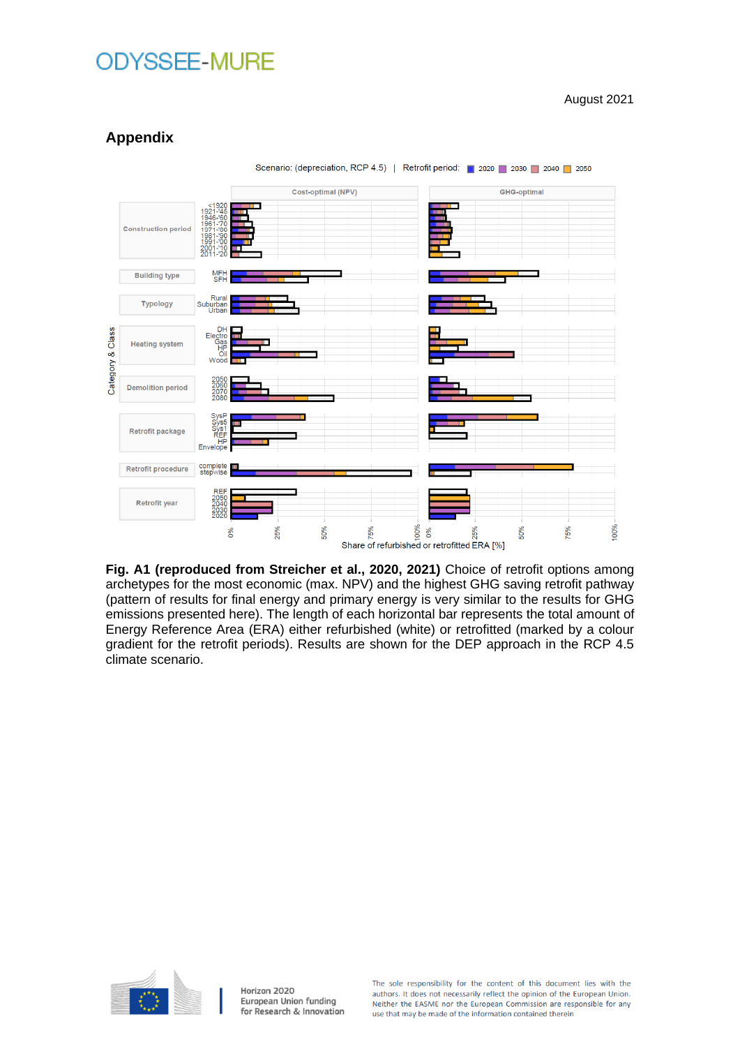## Appendix

Scenario: (depreciation, RCP 4.5) | Retrofit period: 2020 2030 2040 2050

**Fig. A1 (reproduced from Streicher et al., 2020, 2021)** Choice of retrofit options among archetypes for the most economic (max. NPV) and the highest GHG saving retrofit pathway (pattern of results for final energy and primary energy is very similar to the results for GHG emissions presented here). The length of each horizontal bar represents the total amount of Energy Reference Area (ERA) either refurbished (white) or retrofitted (marked by a colour gradient for the retrofit periods). Results are shown for the DEP approach in the RCP 4.5 climate scenario.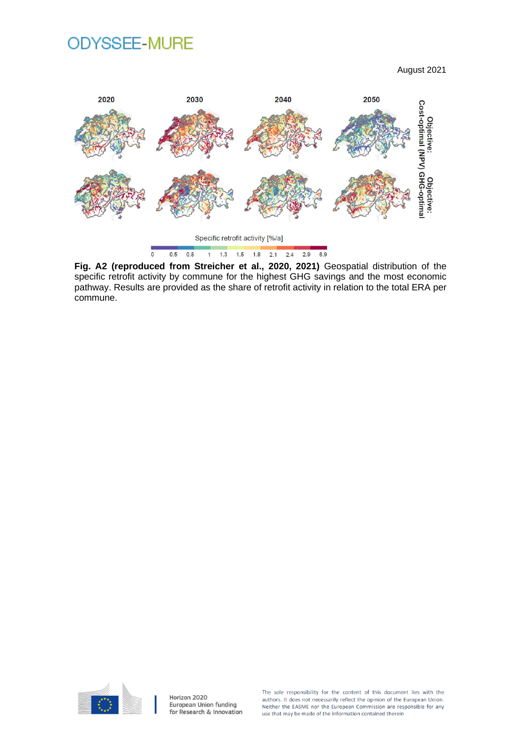2020

2030

2040

2050

Objective: Cost-optimal (NPV)

Objective: GHG-optimal

Specific retrofit activity [%/a]

0 0.5 0.8 1 1.3 1.5 1.8 2.1 2.4 2.9 6.9

**Fig. A2 (reproduced from Streicher et al., 2020, 2021)** Geospatial distribution of the specific retrofit activity by commune for the highest GHG savings and the most economic pathway. Results are provided as the share of retrofit activity in relation to the total ERA per commune.